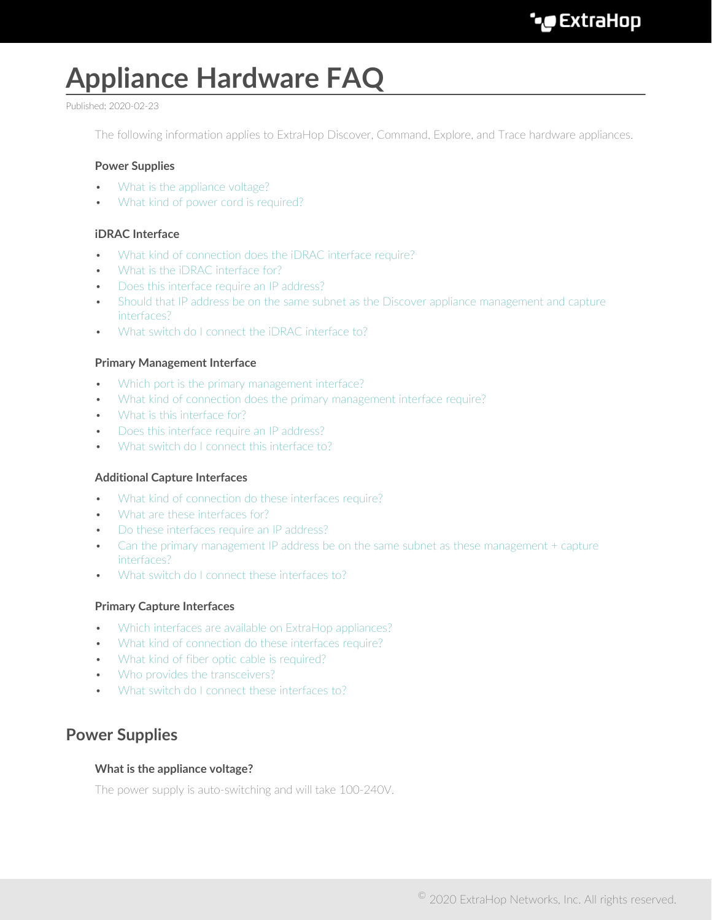# Appliance Hardware FAQ

Published: 2020-02-23

The following information applies to ExtraHop Discover, Command, Explore, and Trace hardware appliances.

### Power Supplies

- What is the appliance voltage?
- What kind of power cord is required?

### iDRAC Interface

- What kind of connection does the iDRAC interface require?
- What is the iDRAC interface for?
- Does this interface require an IP address?
- Should that IP address be on the same subnet as the Discover appliance management and capture interfaces?
- What switch do I connect the iDRAC interface to?

### Primary Management Interface

- Which port is the primary management interface?
- What kind of connection does the primary management interface require?
- What is this interface for?
- Does this interface require an IP address?
- What switch do I connect this interface to?

### Additional Capture Interfaces

- What kind of connection do these interfaces require?
- What are these interfaces for?
- Do these interfaces require an IP address?
- Can the primary management IP address be on the same subnet as these management + capture interfaces?
- What switch do I connect these interfaces to?

### Primary Capture Interfaces

- Which interfaces are available on ExtraHop appliances?
- What kind of connection do these interfaces require?
- What kind of fiber optic cable is required?
- Who provides the transceivers?
- What switch do I connect these interfaces to?

## Power Supplies

### What is the appliance voltage?

The power supply is auto-switching and will take 100-240V.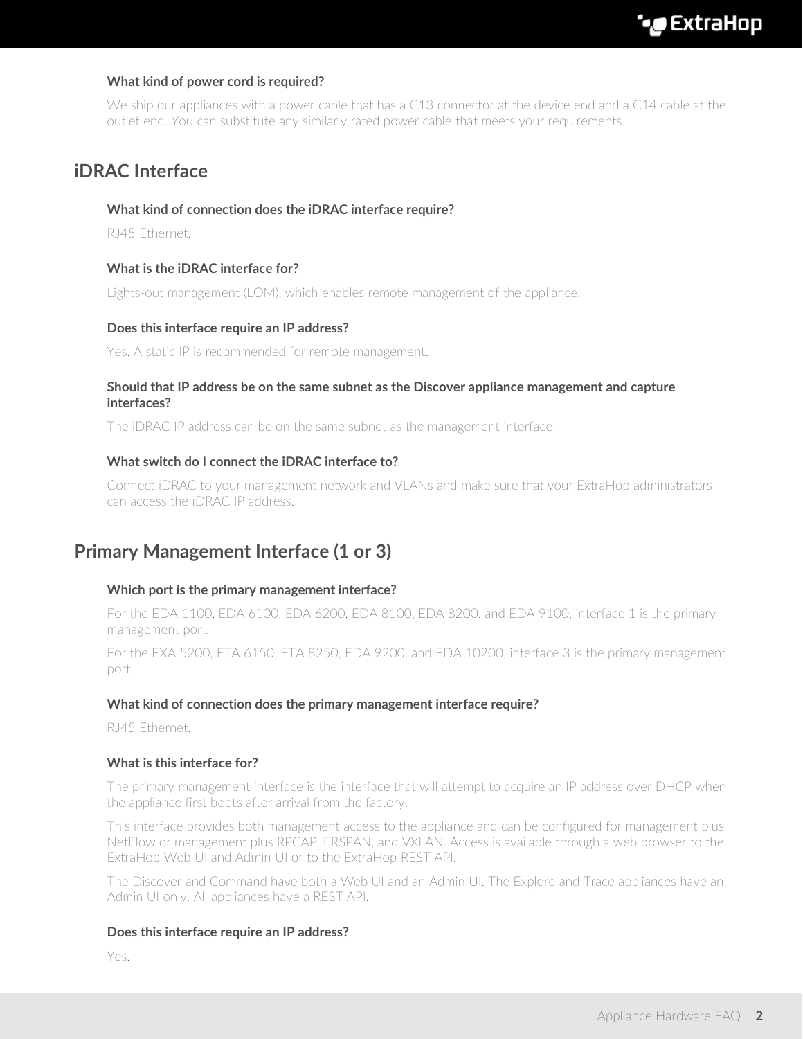### What kind of power cord is required?

We ship our appliances with a power cable that has a C13 connector at the device end and a C14 cable at the outlet end. You can substitute any similarly rated power cable that meets your requirements.

## iDRAC Interface

### What kind of connection does the iDRAC interface require?

RJ45 Ethernet.

### What is the iDRAC interface for?

Lights-out management (LOM), which enables remote management of the appliance.

### Does this interface require an IP address?

Yes. A static IP is recommended for remote management.

### Should that IP address be on the same subnet as the Discover appliance management and capture interfaces?

The iDRAC IP address can be on the same subnet as the management interface.

### What switch do I connect the iDRAC interface to?

Connect iDRAC to your management network and VLANs and make sure that your ExtraHop administrators can access the iDRAC IP address.

## Primary Management Interface (1 or 3)

### Which port is the primary management interface?

For the EDA 1100, EDA 6100, EDA 6200, EDA 8100, EDA 8200, and EDA 9100, interface 1 is the primary management port.

For the EXA 5200, ETA 6150, ETA 8250, EDA 9200, and EDA 10200, interface 3 is the primary management port.

### What kind of connection does the primary management interface require?

RJ45 Ethernet.

### What is this interface for?

The primary management interface is the interface that will attempt to acquire an IP address over DHCP when the appliance first boots after arrival from the factory.

This interface provides both management access to the appliance and can be configured for management plus NetFlow or management plus RPCAP, ERSPAN, and VXLAN. Access is available through a web browser to the ExtraHop Web UI and Admin UI or to the ExtraHop REST API.

The Discover and Command have both a Web UI and an Admin UI. The Explore and Trace appliances have an Admin UI only. All appliances have a REST API.

### Does this interface require an IP address?

Yes.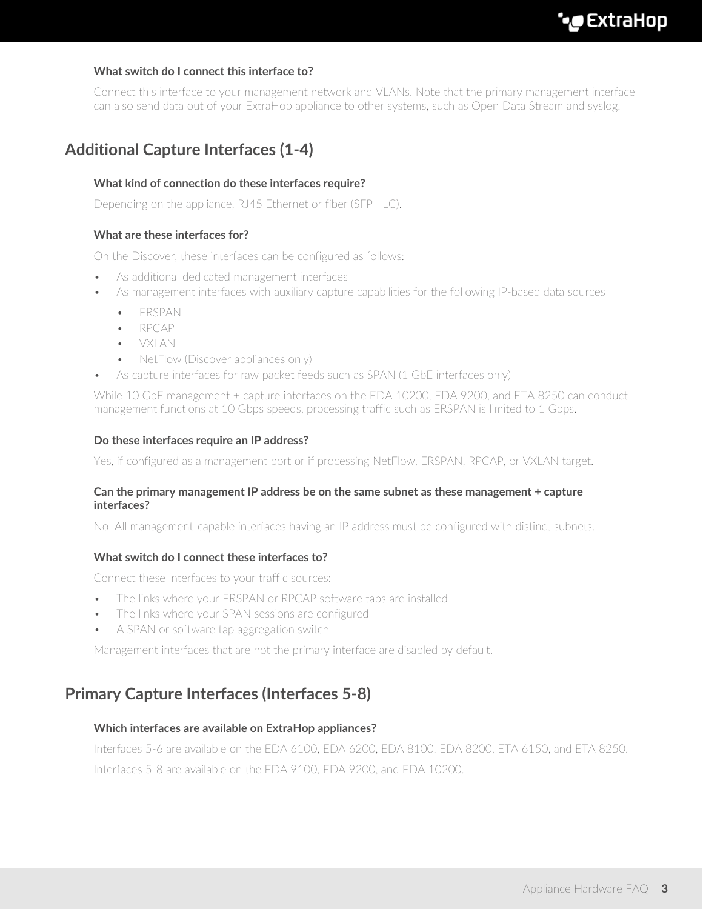#### What switch do I connect this interface to?

Connect this interface to your management network and VLANs. Note that the primary management interface can also send data out of your ExtraHop appliance to other systems, such as Open Data Stream and syslog.

## Additional Capture Interfaces (1-4)

#### What kind of connection do these interfaces require?

Depending on the appliance, RJ45 Ethernet or fiber (SFP+ LC).

#### What are these interfaces for?

On the Discover, these interfaces can be configured as follows:

- As additional dedicated management interfaces
- As management interfaces with auxiliary capture capabilities for the following IP-based data sources
  - ERSPAN
  - RPCAP
  - VXLAN
  - NetFlow (Discover appliances only)
- As capture interfaces for raw packet feeds such as SPAN (1 GbE interfaces only)

While 10 GbE management + capture interfaces on the EDA 10200, EDA 9200, and ETA 8250 can conduct management functions at 10 Gbps speeds, processing traffic such as ERSPAN is limited to 1 Gbps.

#### Do these interfaces require an IP address?

Yes, if configured as a management port or if processing NetFlow, ERSPAN, RPCAP, or VXLAN target.

#### Can the primary management IP address be on the same subnet as these management + capture interfaces?

No. All management-capable interfaces having an IP address must be configured with distinct subnets.

#### What switch do I connect these interfaces to?

Connect these interfaces to your traffic sources:

- The links where your ERSPAN or RPCAP software taps are installed
- The links where your SPAN sessions are configured
- A SPAN or software tap aggregation switch

Management interfaces that are not the primary interface are disabled by default.

## Primary Capture Interfaces (Interfaces 5-8)

#### Which interfaces are available on ExtraHop appliances?

Interfaces 5-6 are available on the EDA 6100, EDA 6200, EDA 8100, EDA 8200, ETA 6150, and ETA 8250.

Interfaces 5-8 are available on the EDA 9100, EDA 9200, and EDA 10200.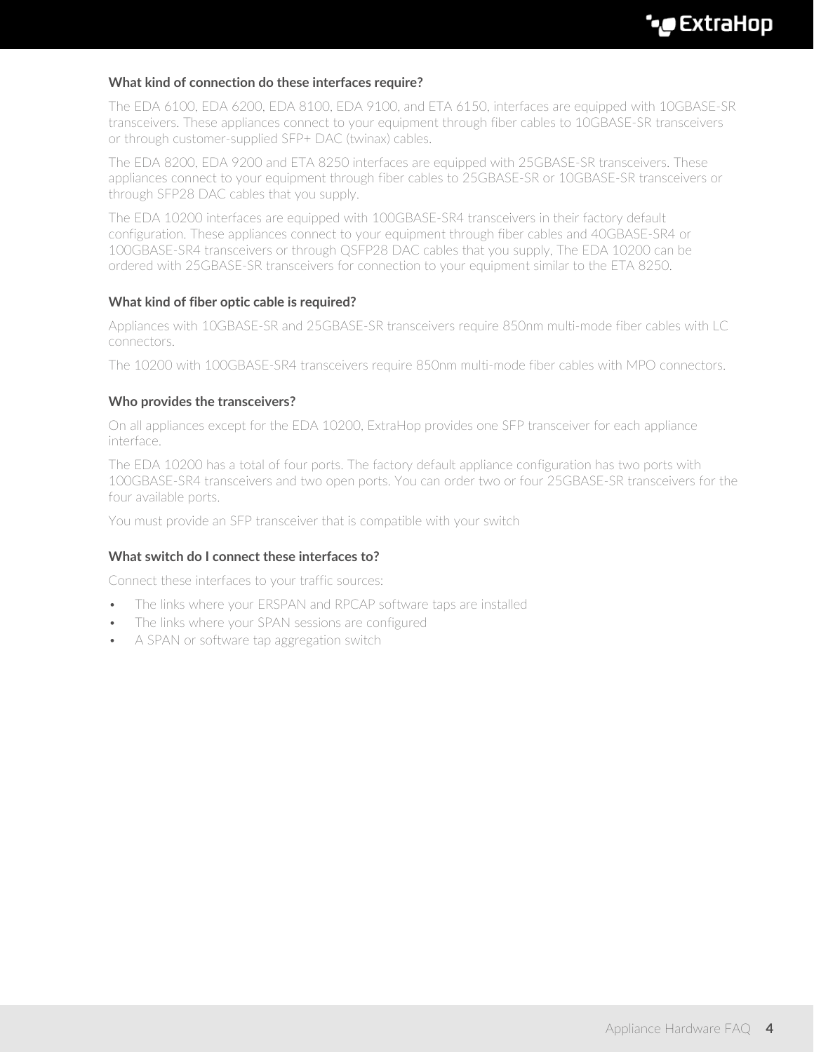### What kind of connection do these interfaces require?

The EDA 6100, EDA 6200, EDA 8100, EDA 9100, and ETA 6150, interfaces are equipped with 10GBASE-SR transceivers. These appliances connect to your equipment through fiber cables to 10GBASE-SR transceivers or through customer-supplied SFP+ DAC (twinax) cables.

The EDA 8200, EDA 9200 and ETA 8250 interfaces are equipped with 25GBASE-SR transceivers. These appliances connect to your equipment through fiber cables to 25GBASE-SR or 10GBASE-SR transceivers or through SFP28 DAC cables that you supply.

The EDA 10200 interfaces are equipped with 100GBASE-SR4 transceivers in their factory default configuration. These appliances connect to your equipment through fiber cables and 40GBASE-SR4 or 100GBASE-SR4 transceivers or through QSFP28 DAC cables that you supply. The EDA 10200 can be ordered with 25GBASE-SR transceivers for connection to your equipment similar to the ETA 8250.

### What kind of fiber optic cable is required?

Appliances with 10GBASE-SR and 25GBASE-SR transceivers require 850nm multi-mode fiber cables with LC connectors.

The 10200 with 100GBASE-SR4 transceivers require 850nm multi-mode fiber cables with MPO connectors.

### Who provides the transceivers?

On all appliances except for the EDA 10200, ExtraHop provides one SFP transceiver for each appliance interface.

The EDA 10200 has a total of four ports. The factory default appliance configuration has two ports with 100GBASE-SR4 transceivers and two open ports. You can order two or four 25GBASE-SR transceivers for the four available ports.

You must provide an SFP transceiver that is compatible with your switch

### What switch do I connect these interfaces to?

Connect these interfaces to your traffic sources:

- The links where your ERSPAN and RPCAP software taps are installed
- The links where your SPAN sessions are configured
- A SPAN or software tap aggregation switch